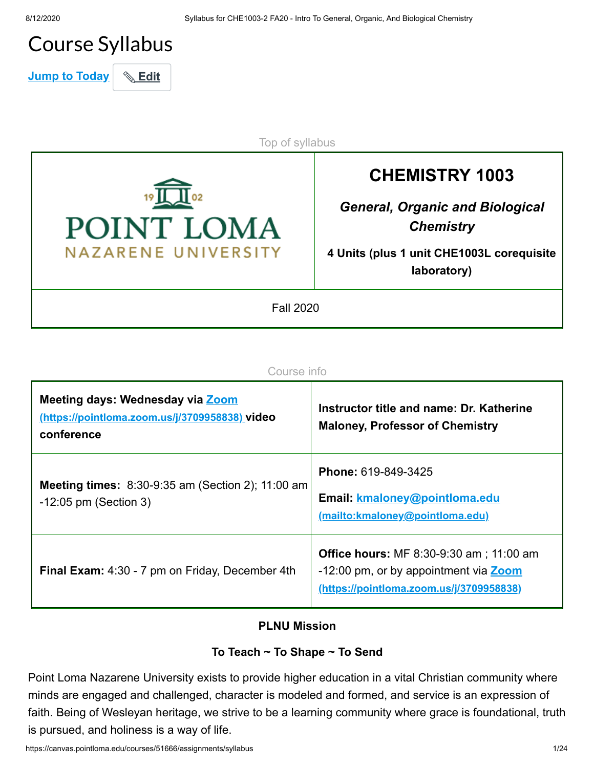# Course Syllabus

Jump to Today | Edit

Top of syllabus

| | CHEMISTRY 1003 |
|---|---|
| POINT LOMA NAZARENE UNIVERSITY (1902) | ***General, Organic and Biological Chemistry*** **4 Units (plus 1 unit CHE1003L corequisite laboratory)** |
| Fall 2020 | |

Course info

| | |
|---|---|
| **Meeting days: Wednesday via Zoom (https://pointloma.zoom.us/j/3709958838) video conference** | **Instructor title and name: Dr. Katherine Maloney, Professor of Chemistry** |
| **Meeting times:** 8:30-9:35 am (Section 2); 11:00 am -12:05 pm (Section 3) | **Phone:** 619-849-3425 **Email:** kmaloney@pointloma.edu (mailto:kmaloney@pointloma.edu) |
| **Final Exam:** 4:30 - 7 pm on Friday, December 4th | **Office hours:** MF 8:30-9:30 am ; 11:00 am -12:00 pm, or by appointment via Zoom (https://pointloma.zoom.us/j/3709958838) |

**PLNU Mission**

**To Teach ~ To Shape ~ To Send**

Point Loma Nazarene University exists to provide higher education in a vital Christian community where minds are engaged and challenged, character is modeled and formed, and service is an expression of faith. Being of Wesleyan heritage, we strive to be a learning community where grace is foundational, truth is pursued, and holiness is a way of life.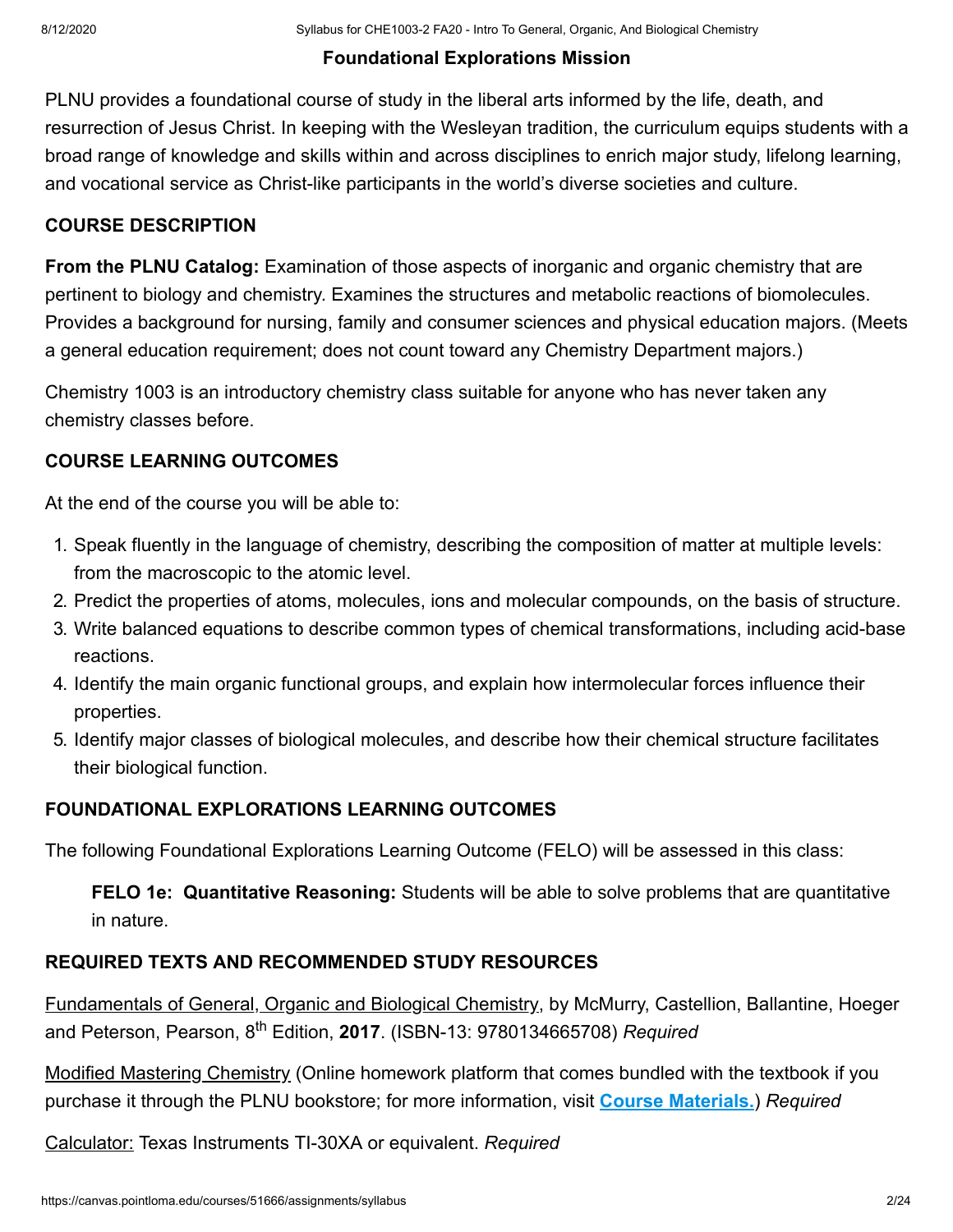## Foundational Explorations Mission

PLNU provides a foundational course of study in the liberal arts informed by the life, death, and resurrection of Jesus Christ. In keeping with the Wesleyan tradition, the curriculum equips students with a broad range of knowledge and skills within and across disciplines to enrich major study, lifelong learning, and vocational service as Christ-like participants in the world's diverse societies and culture.

## COURSE DESCRIPTION

**From the PLNU Catalog:** Examination of those aspects of inorganic and organic chemistry that are pertinent to biology and chemistry. Examines the structures and metabolic reactions of biomolecules. Provides a background for nursing, family and consumer sciences and physical education majors. (Meets a general education requirement; does not count toward any Chemistry Department majors.)

Chemistry 1003 is an introductory chemistry class suitable for anyone who has never taken any chemistry classes before.

## COURSE LEARNING OUTCOMES

At the end of the course you will be able to:

1. Speak fluently in the language of chemistry, describing the composition of matter at multiple levels: from the macroscopic to the atomic level.
2. Predict the properties of atoms, molecules, ions and molecular compounds, on the basis of structure.
3. Write balanced equations to describe common types of chemical transformations, including acid-base reactions.
4. Identify the main organic functional groups, and explain how intermolecular forces influence their properties.
5. Identify major classes of biological molecules, and describe how their chemical structure facilitates their biological function.

## FOUNDATIONAL EXPLORATIONS LEARNING OUTCOMES

The following Foundational Explorations Learning Outcome (FELO) will be assessed in this class:

> **FELO 1e: Quantitative Reasoning:** Students will be able to solve problems that are quantitative in nature.

## REQUIRED TEXTS AND RECOMMENDED STUDY RESOURCES

Fundamentals of General, Organic and Biological Chemistry, by McMurry, Castellion, Ballantine, Hoeger and Peterson, Pearson, 8th Edition, **2017**. (ISBN-13: 9780134665708) *Required*

Modified Mastering Chemistry (Online homework platform that comes bundled with the textbook if you purchase it through the PLNU bookstore; for more information, visit **Course Materials.**) *Required*

Calculator: Texas Instruments TI-30XA or equivalent. *Required*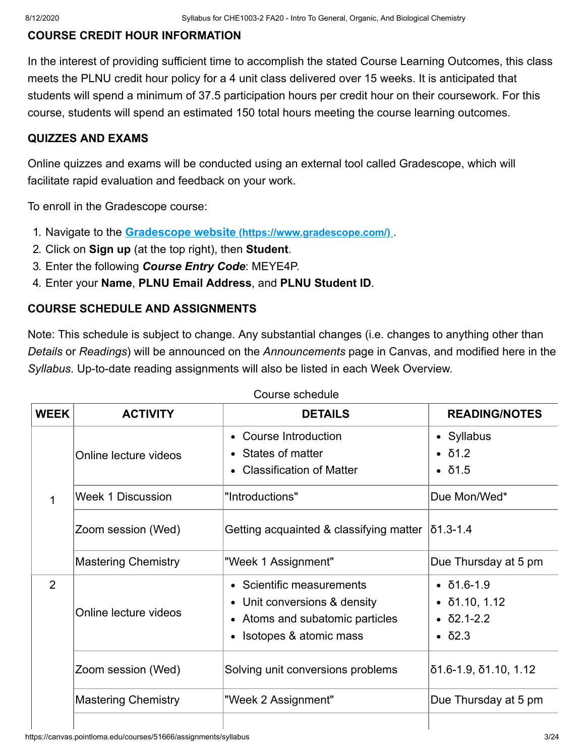### COURSE CREDIT HOUR INFORMATION

In the interest of providing sufficient time to accomplish the stated Course Learning Outcomes, this class meets the PLNU credit hour policy for a 4 unit class delivered over 15 weeks. It is anticipated that students will spend a minimum of 37.5 participation hours per credit hour on their coursework. For this course, students will spend an estimated 150 total hours meeting the course learning outcomes.

### QUIZZES AND EXAMS

Online quizzes and exams will be conducted using an external tool called Gradescope, which will facilitate rapid evaluation and feedback on your work.

To enroll in the Gradescope course:

1. Navigate to the [Gradescope website (https://www.gradescope.com/)](https://www.gradescope.com/).
2. Click on **Sign up** (at the top right), then **Student**.
3. Enter the following ***Course Entry Code***: MEYE4P.
4. Enter your **Name**, **PLNU Email Address**, and **PLNU Student ID**.

### COURSE SCHEDULE AND ASSIGNMENTS

Note: This schedule is subject to change. Any substantial changes (i.e. changes to anything other than *Details* or *Readings*) will be announced on the *Announcements* page in Canvas, and modified here in the *Syllabus*. Up-to-date reading assignments will also be listed in each Week Overview.

Course schedule

| WEEK | ACTIVITY | DETAILS | READING/NOTES |
|---|---|---|---|
| 1 | Online lecture videos | • Course Introduction<br>• States of matter<br>• Classification of Matter | • Syllabus<br>• δ1.2<br>• δ1.5 |
| | Week 1 Discussion | "Introductions" | Due Mon/Wed* |
| | Zoom session (Wed) | Getting acquainted & classifying matter | δ1.3-1.4 |
| | Mastering Chemistry | "Week 1 Assignment" | Due Thursday at 5 pm |
| 2 | Online lecture videos | • Scientific measurements<br>• Unit conversions & density<br>• Atoms and subatomic particles<br>• Isotopes & atomic mass | • δ1.6-1.9<br>• δ1.10, 1.12<br>• δ2.1-2.2<br>• δ2.3 |
| | Zoom session (Wed) | Solving unit conversions problems | δ1.6-1.9, δ1.10, 1.12 |
| | Mastering Chemistry | "Week 2 Assignment" | Due Thursday at 5 pm |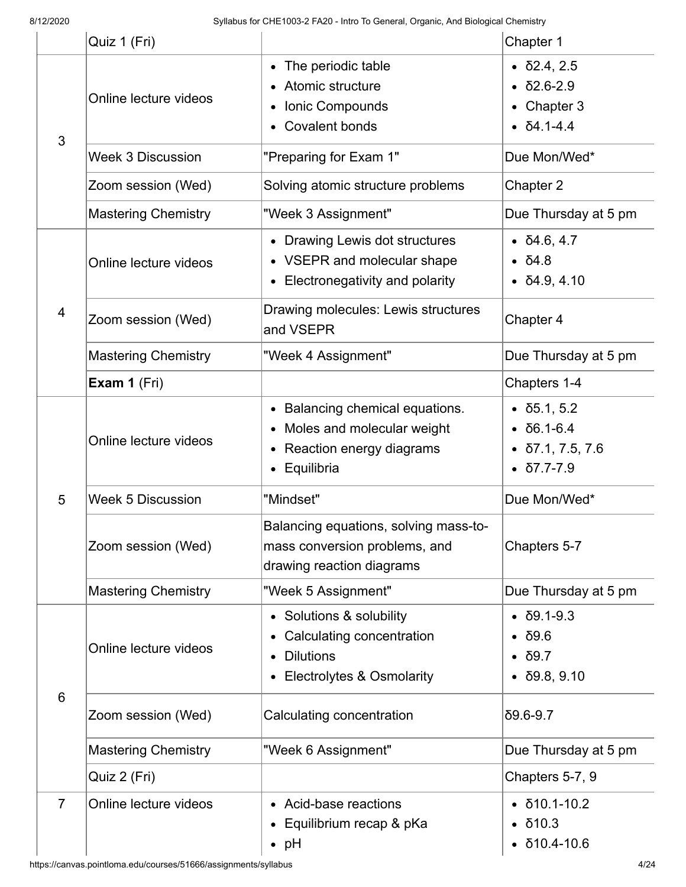| | | | |
|---|---|---|---|
| | Quiz 1 (Fri) | | Chapter 1 |
| 3 | Online lecture videos | • The periodic table<br>• Atomic structure<br>• Ionic Compounds<br>• Covalent bonds | • δ2.4, 2.5<br>• δ2.6-2.9<br>• Chapter 3<br>• δ4.1-4.4 |
| | Week 3 Discussion | "Preparing for Exam 1" | Due Mon/Wed* |
| | Zoom session (Wed) | Solving atomic structure problems | Chapter 2 |
| | Mastering Chemistry | "Week 3 Assignment" | Due Thursday at 5 pm |
| 4 | Online lecture videos | • Drawing Lewis dot structures<br>• VSEPR and molecular shape<br>• Electronegativity and polarity | • δ4.6, 4.7<br>• δ4.8<br>• δ4.9, 4.10 |
| | Zoom session (Wed) | Drawing molecules: Lewis structures and VSEPR | Chapter 4 |
| | Mastering Chemistry | "Week 4 Assignment" | Due Thursday at 5 pm |
| | **Exam 1** (Fri) | | Chapters 1-4 |
| 5 | Online lecture videos | • Balancing chemical equations.<br>• Moles and molecular weight<br>• Reaction energy diagrams<br>• Equilibria | • δ5.1, 5.2<br>• δ6.1-6.4<br>• δ7.1, 7.5, 7.6<br>• δ7.7-7.9 |
| | Week 5 Discussion | "Mindset" | Due Mon/Wed* |
| | Zoom session (Wed) | Balancing equations, solving mass-to-mass conversion problems, and drawing reaction diagrams | Chapters 5-7 |
| | Mastering Chemistry | "Week 5 Assignment" | Due Thursday at 5 pm |
| 6 | Online lecture videos | • Solutions & solubility<br>• Calculating concentration<br>• Dilutions<br>• Electrolytes & Osmolarity | • δ9.1-9.3<br>• δ9.6<br>• δ9.7<br>• δ9.8, 9.10 |
| | Zoom session (Wed) | Calculating concentration | δ9.6-9.7 |
| | Mastering Chemistry | "Week 6 Assignment" | Due Thursday at 5 pm |
| | Quiz 2 (Fri) | | Chapters 5-7, 9 |
| 7 | Online lecture videos | • Acid-base reactions<br>• Equilibrium recap & pKa<br>• pH | • δ10.1-10.2<br>• δ10.3<br>• δ10.4-10.6 |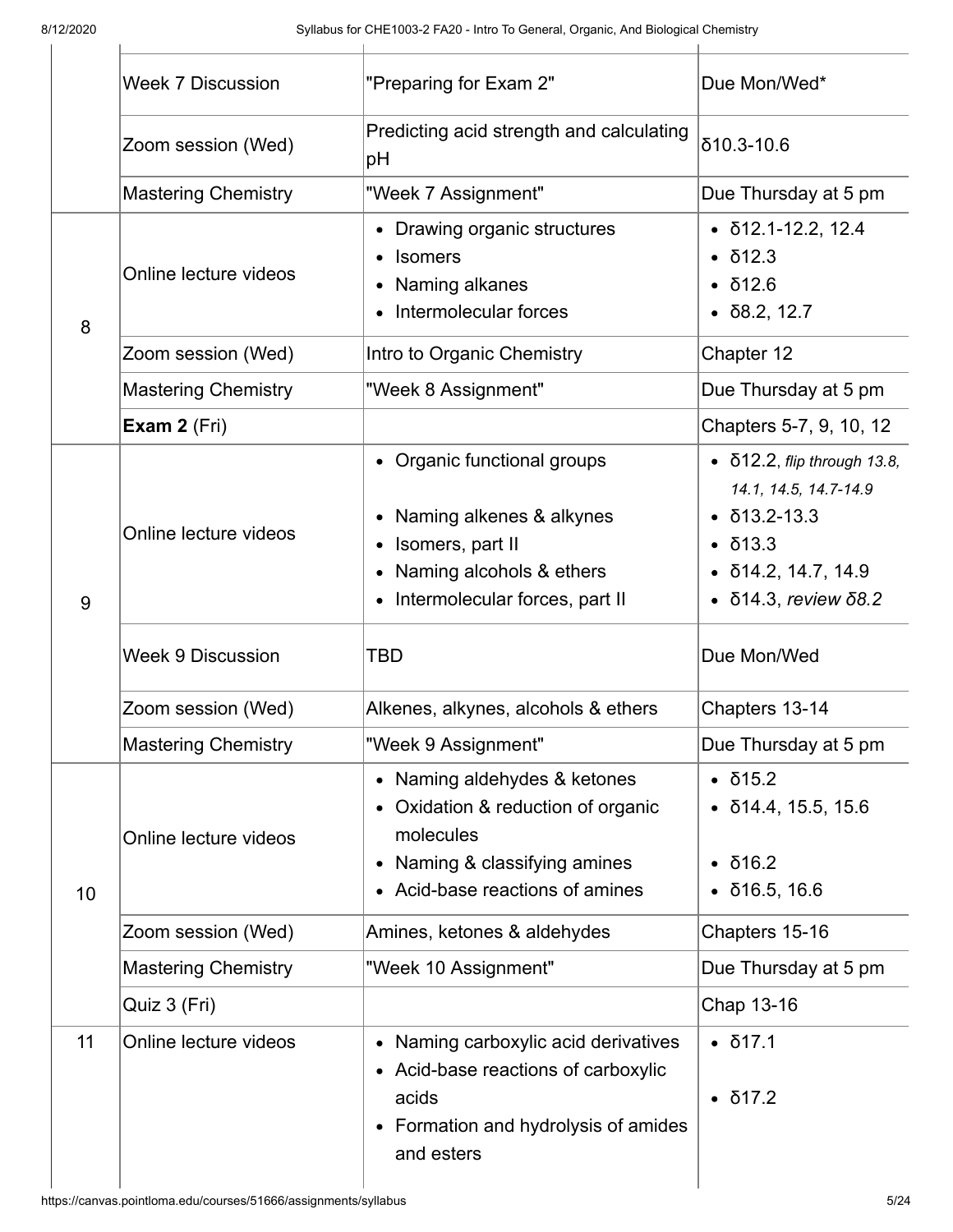| | | | |
|---|---|---|---|
| | Week 7 Discussion | "Preparing for Exam 2" | Due Mon/Wed* |
| | Zoom session (Wed) | Predicting acid strength and calculating pH | δ10.3-10.6 |
| | Mastering Chemistry | "Week 7 Assignment" | Due Thursday at 5 pm |
| 8 | Online lecture videos | • Drawing organic structures<br>• Isomers<br>• Naming alkanes<br>• Intermolecular forces | • δ12.1-12.2, 12.4<br>• δ12.3<br>• δ12.6<br>• δ8.2, 12.7 |
| | Zoom session (Wed) | Intro to Organic Chemistry | Chapter 12 |
| | Mastering Chemistry | "Week 8 Assignment" | Due Thursday at 5 pm |
| | **Exam 2** (Fri) | | Chapters 5-7, 9, 10, 12 |
| 9 | Online lecture videos | • Organic functional groups<br>• Naming alkenes & alkynes<br>• Isomers, part II<br>• Naming alcohols & ethers<br>• Intermolecular forces, part II | • δ12.2, *flip through 13.8, 14.1, 14.5, 14.7-14.9*<br>• δ13.2-13.3<br>• δ13.3<br>• δ14.2, 14.7, 14.9<br>• δ14.3, *review δ8.2* |
| | Week 9 Discussion | TBD | Due Mon/Wed |
| | Zoom session (Wed) | Alkenes, alkynes, alcohols & ethers | Chapters 13-14 |
| | Mastering Chemistry | "Week 9 Assignment" | Due Thursday at 5 pm |
| 10 | Online lecture videos | • Naming aldehydes & ketones<br>• Oxidation & reduction of organic molecules<br>• Naming & classifying amines<br>• Acid-base reactions of amines | • δ15.2<br>• δ14.4, 15.5, 15.6<br>• δ16.2<br>• δ16.5, 16.6 |
| | Zoom session (Wed) | Amines, ketones & aldehydes | Chapters 15-16 |
| | Mastering Chemistry | "Week 10 Assignment" | Due Thursday at 5 pm |
| | Quiz 3 (Fri) | | Chap 13-16 |
| 11 | Online lecture videos | • Naming carboxylic acid derivatives<br>• Acid-base reactions of carboxylic acids<br>• Formation and hydrolysis of amides and esters | • δ17.1<br>• δ17.2 |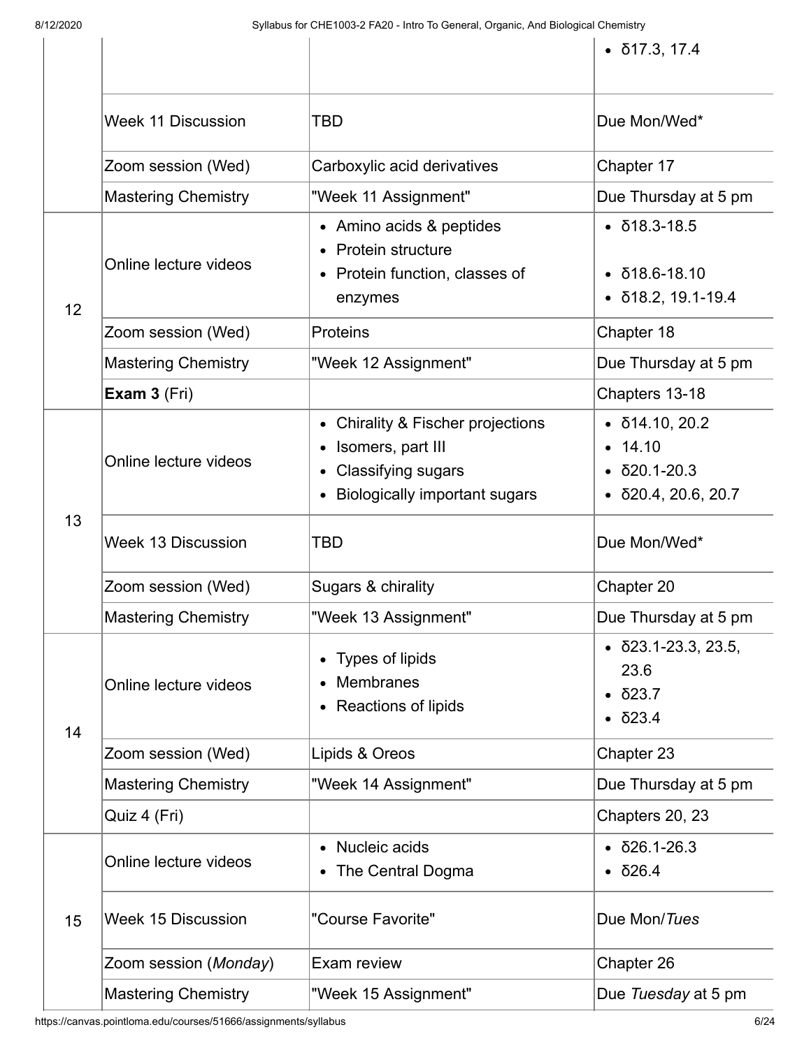| | | | • δ17.3, 17.4 |
|---|---|---|---|
| | Week 11 Discussion | TBD | Due Mon/Wed* |
| | Zoom session (Wed) | Carboxylic acid derivatives | Chapter 17 |
| | Mastering Chemistry | "Week 11 Assignment" | Due Thursday at 5 pm |
| 12 | Online lecture videos | • Amino acids & peptides<br>• Protein structure<br>• Protein function, classes of enzymes | • δ18.3-18.5<br>• δ18.6-18.10<br>• δ18.2, 19.1-19.4 |
| | Zoom session (Wed) | Proteins | Chapter 18 |
| | Mastering Chemistry | "Week 12 Assignment" | Due Thursday at 5 pm |
| | **Exam 3** (Fri) | | Chapters 13-18 |
| 13 | Online lecture videos | • Chirality & Fischer projections<br>• Isomers, part III<br>• Classifying sugars<br>• Biologically important sugars | • δ14.10, 20.2<br>• 14.10<br>• δ20.1-20.3<br>• δ20.4, 20.6, 20.7 |
| | Week 13 Discussion | TBD | Due Mon/Wed* |
| | Zoom session (Wed) | Sugars & chirality | Chapter 20 |
| | Mastering Chemistry | "Week 13 Assignment" | Due Thursday at 5 pm |
| 14 | Online lecture videos | • Types of lipids<br>• Membranes<br>• Reactions of lipids | • δ23.1-23.3, 23.5, 23.6<br>• δ23.7<br>• δ23.4 |
| | Zoom session (Wed) | Lipids & Oreos | Chapter 23 |
| | Mastering Chemistry | "Week 14 Assignment" | Due Thursday at 5 pm |
| | Quiz 4 (Fri) | | Chapters 20, 23 |
| 15 | Online lecture videos | • Nucleic acids<br>• The Central Dogma | • δ26.1-26.3<br>• δ26.4 |
| | Week 15 Discussion | "Course Favorite" | Due Mon/*Tues* |
| | Zoom session (*Monday*) | Exam review | Chapter 26 |
| | Mastering Chemistry | "Week 15 Assignment" | Due *Tuesday* at 5 pm |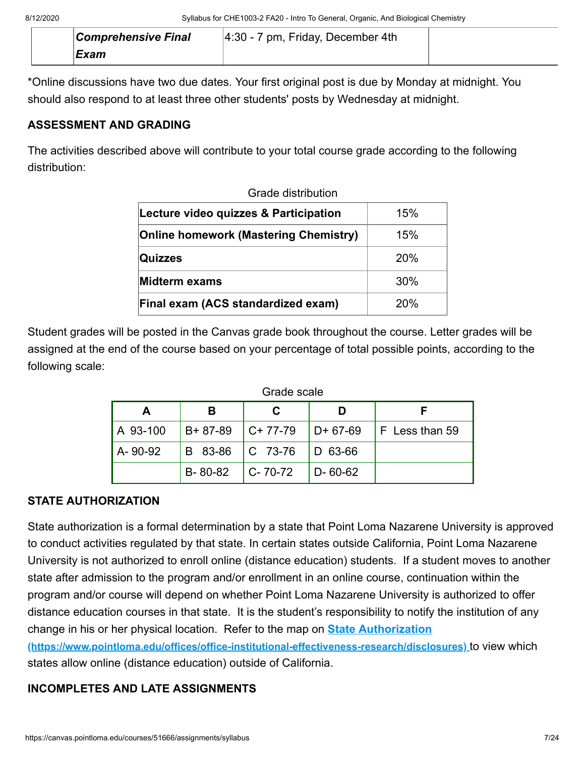| | *Comprehensive Final Exam* | 4:30 - 7 pm, Friday, December 4th | |
|---|---|---|---|

*Online discussions have two due dates. Your first original post is due by Monday at midnight. You should also respond to at least three other students' posts by Wednesday at midnight.

## ASSESSMENT AND GRADING

The activities described above will contribute to your total course grade according to the following distribution:

Grade distribution

| **Lecture video quizzes & Participation** | 15% |
|---|---|
| **Online homework (Mastering Chemistry)** | 15% |
| **Quizzes** | 20% |
| **Midterm exams** | 30% |
| **Final exam (ACS standardized exam)** | 20% |

Student grades will be posted in the Canvas grade book throughout the course. Letter grades will be assigned at the end of the course based on your percentage of total possible points, according to the following scale:

Grade scale

| A | B | C | D | F |
|---|---|---|---|---|
| A 93-100 | B+ 87-89 | C+ 77-79 | D+ 67-69 | F Less than 59 |
| A- 90-92 | B 83-86 | C 73-76 | D 63-66 | |
| | B- 80-82 | C- 70-72 | D- 60-62 | |

## STATE AUTHORIZATION

State authorization is a formal determination by a state that Point Loma Nazarene University is approved to conduct activities regulated by that state. In certain states outside California, Point Loma Nazarene University is not authorized to enroll online (distance education) students. If a student moves to another state after admission to the program and/or enrollment in an online course, continuation within the program and/or course will depend on whether Point Loma Nazarene University is authorized to offer distance education courses in that state. It is the student's responsibility to notify the institution of any change in his or her physical location. Refer to the map on **State Authorization (https://www.pointloma.edu/offices/office-institutional-effectiveness-research/disclosures)** to view which states allow online (distance education) outside of California.

## INCOMPLETES AND LATE ASSIGNMENTS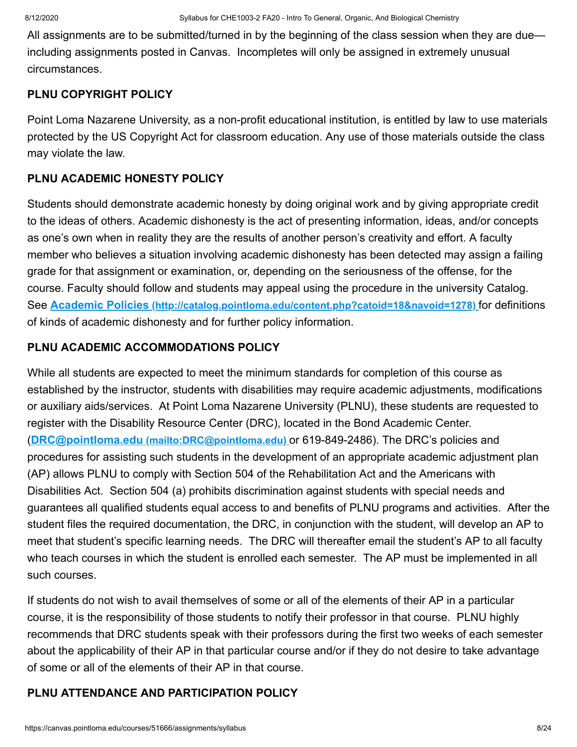All assignments are to be submitted/turned in by the beginning of the class session when they are due—including assignments posted in Canvas. Incompletes will only be assigned in extremely unusual circumstances.

### PLNU COPYRIGHT POLICY

Point Loma Nazarene University, as a non-profit educational institution, is entitled by law to use materials protected by the US Copyright Act for classroom education. Any use of those materials outside the class may violate the law.

### PLNU ACADEMIC HONESTY POLICY

Students should demonstrate academic honesty by doing original work and by giving appropriate credit to the ideas of others. Academic dishonesty is the act of presenting information, ideas, and/or concepts as one's own when in reality they are the results of another person's creativity and effort. A faculty member who believes a situation involving academic dishonesty has been detected may assign a failing grade for that assignment or examination, or, depending on the seriousness of the offense, for the course. Faculty should follow and students may appeal using the procedure in the university Catalog. See [Academic Policies (http://catalog.pointloma.edu/content.php?catoid=18&navoid=1278)](http://catalog.pointloma.edu/content.php?catoid=18&navoid=1278) for definitions of kinds of academic dishonesty and for further policy information.

### PLNU ACADEMIC ACCOMMODATIONS POLICY

While all students are expected to meet the minimum standards for completion of this course as established by the instructor, students with disabilities may require academic adjustments, modifications or auxiliary aids/services. At Point Loma Nazarene University (PLNU), these students are requested to register with the Disability Resource Center (DRC), located in the Bond Academic Center. ([DRC@pointloma.edu (mailto:DRC@pointloma.edu)](mailto:DRC@pointloma.edu) or 619-849-2486). The DRC's policies and procedures for assisting such students in the development of an appropriate academic adjustment plan (AP) allows PLNU to comply with Section 504 of the Rehabilitation Act and the Americans with Disabilities Act. Section 504 (a) prohibits discrimination against students with special needs and guarantees all qualified students equal access to and benefits of PLNU programs and activities. After the student files the required documentation, the DRC, in conjunction with the student, will develop an AP to meet that student's specific learning needs. The DRC will thereafter email the student's AP to all faculty who teach courses in which the student is enrolled each semester. The AP must be implemented in all such courses.

If students do not wish to avail themselves of some or all of the elements of their AP in a particular course, it is the responsibility of those students to notify their professor in that course. PLNU highly recommends that DRC students speak with their professors during the first two weeks of each semester about the applicability of their AP in that particular course and/or if they do not desire to take advantage of some or all of the elements of their AP in that course.

### PLNU ATTENDANCE AND PARTICIPATION POLICY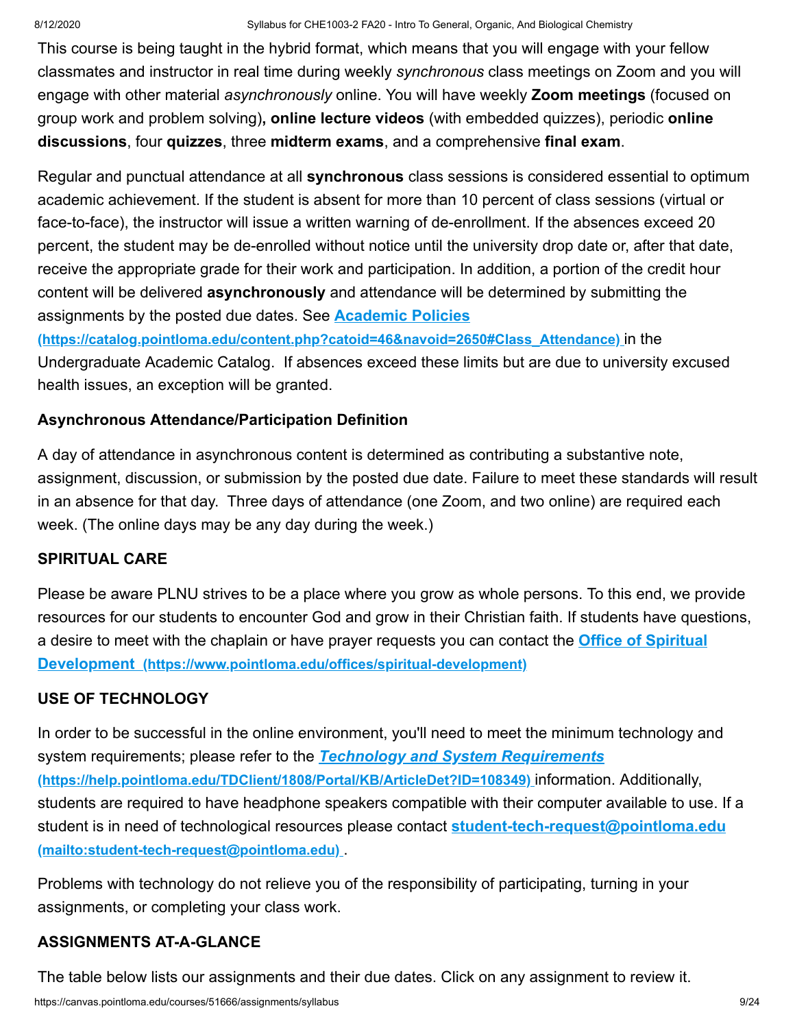This course is being taught in the hybrid format, which means that you will engage with your fellow classmates and instructor in real time during weekly *synchronous* class meetings on Zoom and you will engage with other material *asynchronously* online. You will have weekly **Zoom meetings** (focused on group work and problem solving)**, online lecture videos** (with embedded quizzes), periodic **online discussions**, four **quizzes**, three **midterm exams**, and a comprehensive **final exam**.

Regular and punctual attendance at all **synchronous** class sessions is considered essential to optimum academic achievement. If the student is absent for more than 10 percent of class sessions (virtual or face-to-face), the instructor will issue a written warning of de-enrollment. If the absences exceed 20 percent, the student may be de-enrolled without notice until the university drop date or, after that date, receive the appropriate grade for their work and participation. In addition, a portion of the credit hour content will be delivered **asynchronously** and attendance will be determined by submitting the assignments by the posted due dates. See **[Academic Policies (https://catalog.pointloma.edu/content.php?catoid=46&navoid=2650#Class_Attendance)](https://catalog.pointloma.edu/content.php?catoid=46&navoid=2650#Class_Attendance)** in the Undergraduate Academic Catalog. If absences exceed these limits but are due to university excused health issues, an exception will be granted.

### Asynchronous Attendance/Participation Definition

A day of attendance in asynchronous content is determined as contributing a substantive note, assignment, discussion, or submission by the posted due date. Failure to meet these standards will result in an absence for that day. Three days of attendance (one Zoom, and two online) are required each week. (The online days may be any day during the week.)

### SPIRITUAL CARE

Please be aware PLNU strives to be a place where you grow as whole persons. To this end, we provide resources for our students to encounter God and grow in their Christian faith. If students have questions, a desire to meet with the chaplain or have prayer requests you can contact the **[Office of Spiritual Development (https://www.pointloma.edu/offices/spiritual-development)](https://www.pointloma.edu/offices/spiritual-development)**

### USE OF TECHNOLOGY

In order to be successful in the online environment, you'll need to meet the minimum technology and system requirements; please refer to the ***[Technology and System Requirements](https://help.pointloma.edu/TDClient/1808/Portal/KB/ArticleDet?ID=108349)*** **(https://help.pointloma.edu/TDClient/1808/Portal/KB/ArticleDet?ID=108349)** information. Additionally, students are required to have headphone speakers compatible with their computer available to use. If a student is in need of technological resources please contact **[student-tech-request@pointloma.edu (mailto:student-tech-request@pointloma.edu)](mailto:student-tech-request@pointloma.edu)**.

Problems with technology do not relieve you of the responsibility of participating, turning in your assignments, or completing your class work.

### ASSIGNMENTS AT-A-GLANCE

The table below lists our assignments and their due dates. Click on any assignment to review it.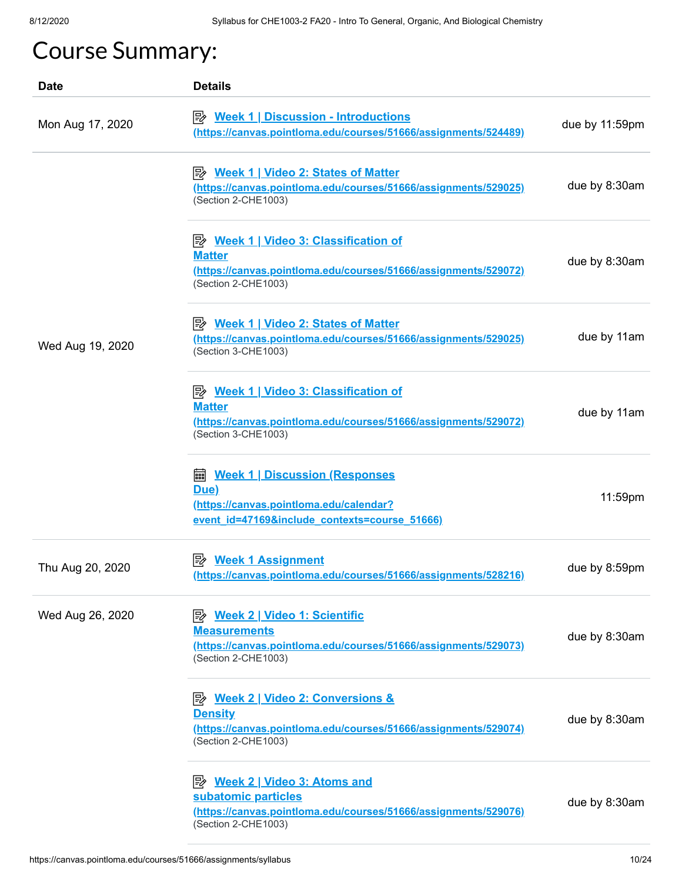# Course Summary:

| Date | Details | |
|---|---|---|
| Mon Aug 17, 2020 | **Week 1 \| Discussion - Introductions (https://canvas.pointloma.edu/courses/51666/assignments/524489)** | due by 11:59pm |
| Wed Aug 19, 2020 | **Week 1 \| Video 2: States of Matter (https://canvas.pointloma.edu/courses/51666/assignments/529025)** (Section 2-CHE1003) | due by 8:30am |
| | **Week 1 \| Video 3: Classification of Matter (https://canvas.pointloma.edu/courses/51666/assignments/529072)** (Section 2-CHE1003) | due by 8:30am |
| | **Week 1 \| Video 2: States of Matter (https://canvas.pointloma.edu/courses/51666/assignments/529025)** (Section 3-CHE1003) | due by 11am |
| | **Week 1 \| Video 3: Classification of Matter (https://canvas.pointloma.edu/courses/51666/assignments/529072)** (Section 3-CHE1003) | due by 11am |
| | **Week 1 \| Discussion (Responses Due) (https://canvas.pointloma.edu/calendar?event_id=47169&include_contexts=course_51666)** | 11:59pm |
| Thu Aug 20, 2020 | **Week 1 Assignment (https://canvas.pointloma.edu/courses/51666/assignments/528216)** | due by 8:59pm |
| Wed Aug 26, 2020 | **Week 2 \| Video 1: Scientific Measurements (https://canvas.pointloma.edu/courses/51666/assignments/529073)** (Section 2-CHE1003) | due by 8:30am |
| | **Week 2 \| Video 2: Conversions & Density (https://canvas.pointloma.edu/courses/51666/assignments/529074)** (Section 2-CHE1003) | due by 8:30am |
| | **Week 2 \| Video 3: Atoms and subatomic particles (https://canvas.pointloma.edu/courses/51666/assignments/529076)** (Section 2-CHE1003) | due by 8:30am |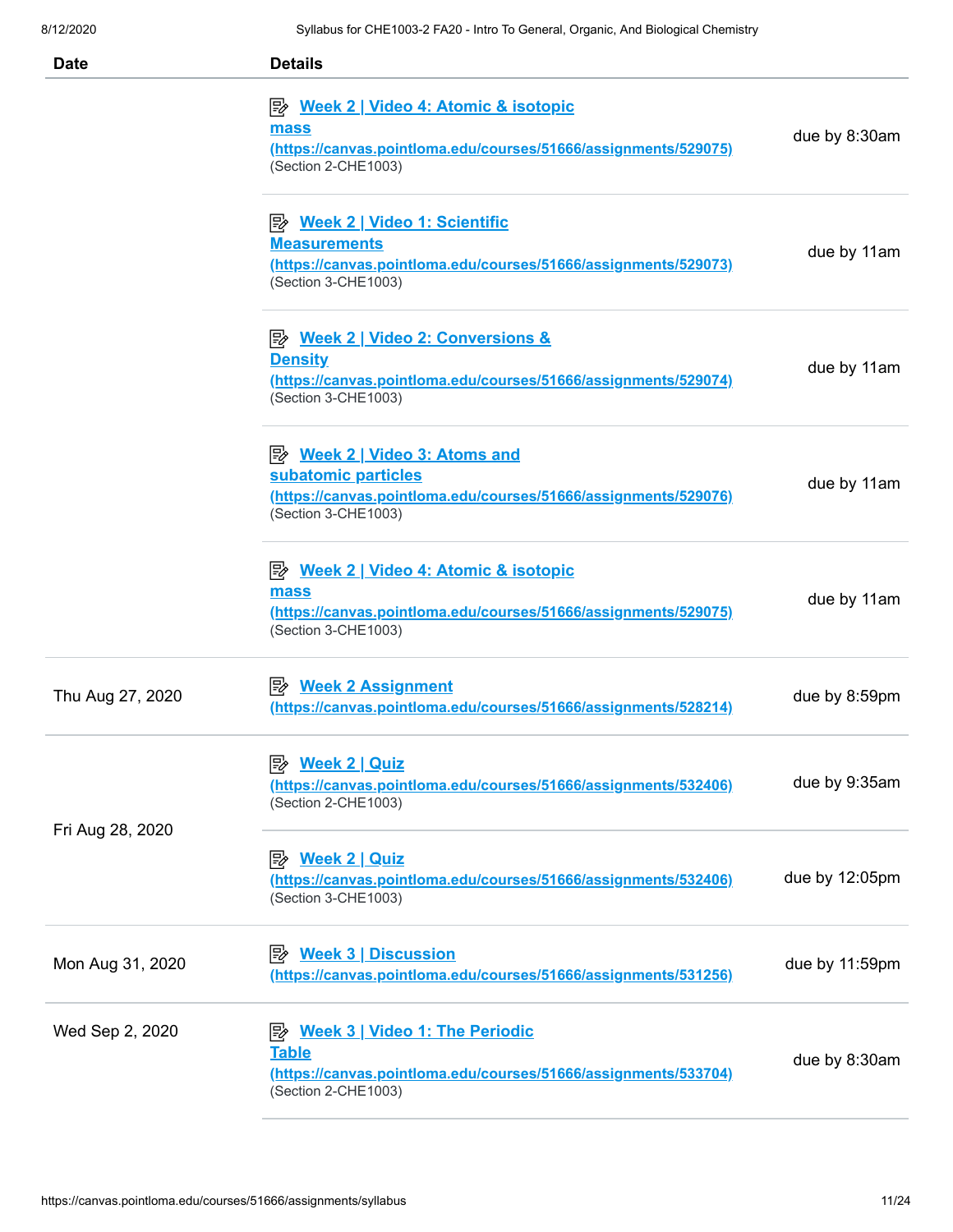| Date | Details | |
|---|---|---|
| | Week 2 \| Video 4: Atomic & isotopic mass (https://canvas.pointloma.edu/courses/51666/assignments/529075) (Section 2-CHE1003) | due by 8:30am |
| | Week 2 \| Video 1: Scientific Measurements (https://canvas.pointloma.edu/courses/51666/assignments/529073) (Section 3-CHE1003) | due by 11am |
| | Week 2 \| Video 2: Conversions & Density (https://canvas.pointloma.edu/courses/51666/assignments/529074) (Section 3-CHE1003) | due by 11am |
| | Week 2 \| Video 3: Atoms and subatomic particles (https://canvas.pointloma.edu/courses/51666/assignments/529076) (Section 3-CHE1003) | due by 11am |
| | Week 2 \| Video 4: Atomic & isotopic mass (https://canvas.pointloma.edu/courses/51666/assignments/529075) (Section 3-CHE1003) | due by 11am |
| Thu Aug 27, 2020 | Week 2 Assignment (https://canvas.pointloma.edu/courses/51666/assignments/528214) | due by 8:59pm |
| Fri Aug 28, 2020 | Week 2 \| Quiz (https://canvas.pointloma.edu/courses/51666/assignments/532406) (Section 2-CHE1003) | due by 9:35am |
| | Week 2 \| Quiz (https://canvas.pointloma.edu/courses/51666/assignments/532406) (Section 3-CHE1003) | due by 12:05pm |
| Mon Aug 31, 2020 | Week 3 \| Discussion (https://canvas.pointloma.edu/courses/51666/assignments/531256) | due by 11:59pm |
| Wed Sep 2, 2020 | Week 3 \| Video 1: The Periodic Table (https://canvas.pointloma.edu/courses/51666/assignments/533704) (Section 2-CHE1003) | due by 8:30am |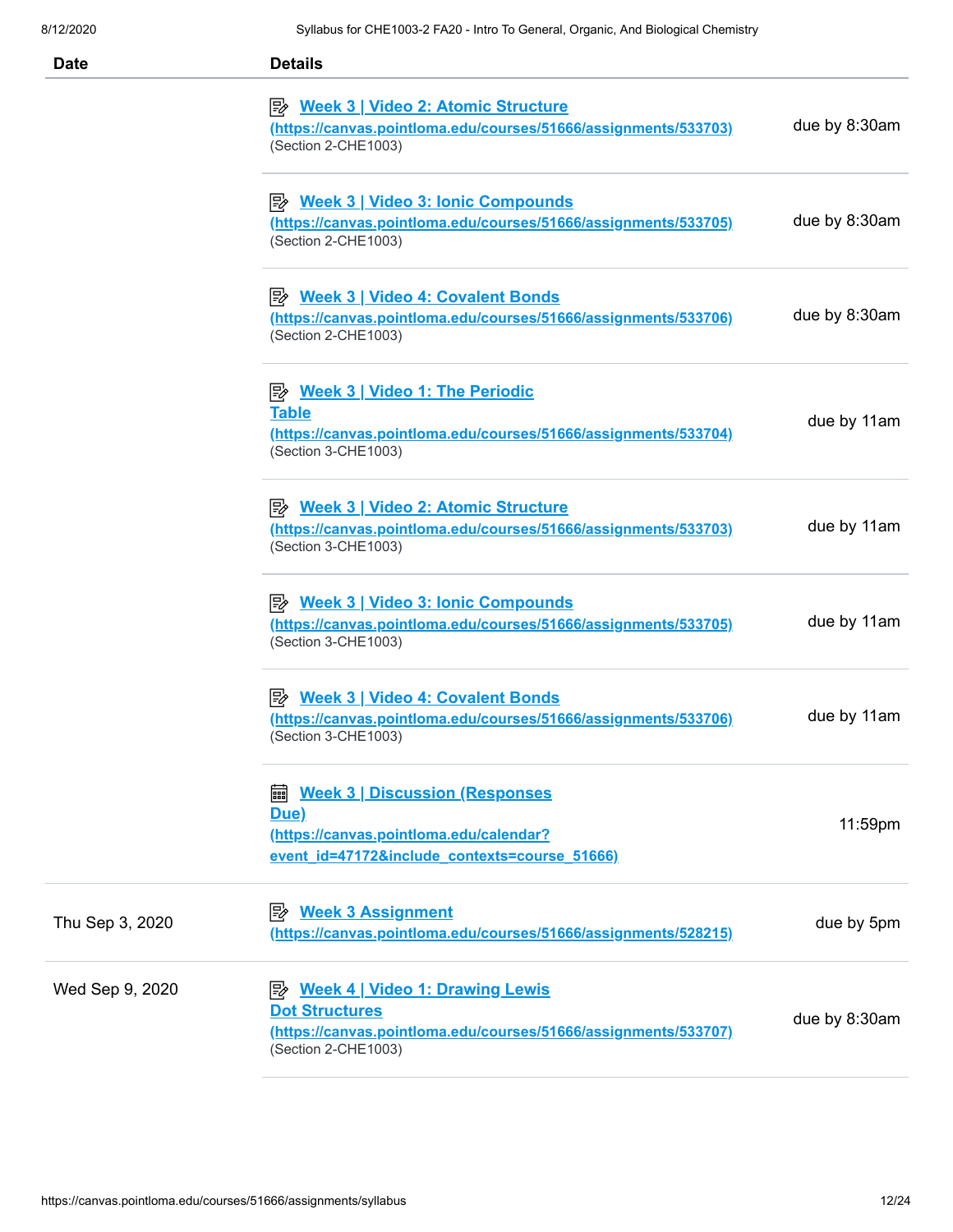| Date | Details | |
|---|---|---|
| | Week 3 \| Video 2: Atomic Structure (https://canvas.pointloma.edu/courses/51666/assignments/533703) (Section 2-CHE1003) | due by 8:30am |
| | Week 3 \| Video 3: Ionic Compounds (https://canvas.pointloma.edu/courses/51666/assignments/533705) (Section 2-CHE1003) | due by 8:30am |
| | Week 3 \| Video 4: Covalent Bonds (https://canvas.pointloma.edu/courses/51666/assignments/533706) (Section 2-CHE1003) | due by 8:30am |
| | Week 3 \| Video 1: The Periodic Table (https://canvas.pointloma.edu/courses/51666/assignments/533704) (Section 3-CHE1003) | due by 11am |
| | Week 3 \| Video 2: Atomic Structure (https://canvas.pointloma.edu/courses/51666/assignments/533703) (Section 3-CHE1003) | due by 11am |
| | Week 3 \| Video 3: Ionic Compounds (https://canvas.pointloma.edu/courses/51666/assignments/533705) (Section 3-CHE1003) | due by 11am |
| | Week 3 \| Video 4: Covalent Bonds (https://canvas.pointloma.edu/courses/51666/assignments/533706) (Section 3-CHE1003) | due by 11am |
| | Week 3 \| Discussion (Responses Due) (https://canvas.pointloma.edu/calendar?event_id=47172&include_contexts=course_51666) | 11:59pm |
| Thu Sep 3, 2020 | Week 3 Assignment (https://canvas.pointloma.edu/courses/51666/assignments/528215) | due by 5pm |
| Wed Sep 9, 2020 | Week 4 \| Video 1: Drawing Lewis Dot Structures (https://canvas.pointloma.edu/courses/51666/assignments/533707) (Section 2-CHE1003) | due by 8:30am |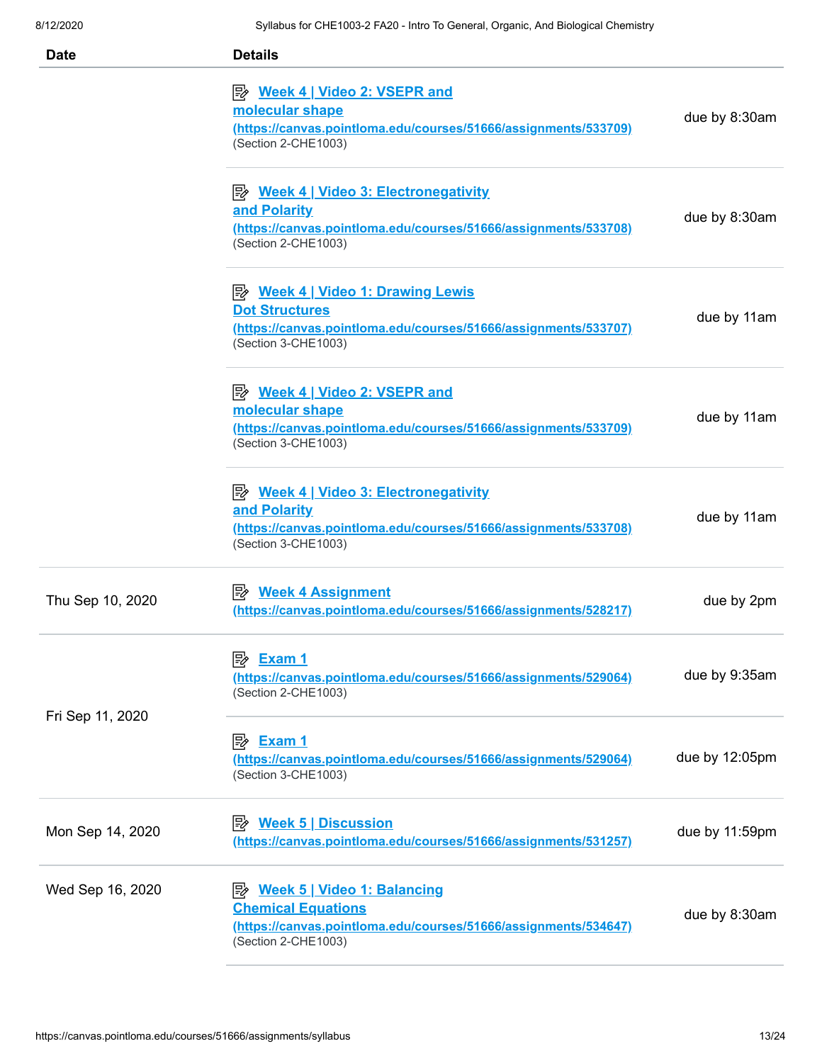| Date | Details | |
|---|---|---|
| | Week 4 \| Video 2: VSEPR and molecular shape (https://canvas.pointloma.edu/courses/51666/assignments/533709) (Section 2-CHE1003) | due by 8:30am |
| | Week 4 \| Video 3: Electronegativity and Polarity (https://canvas.pointloma.edu/courses/51666/assignments/533708) (Section 2-CHE1003) | due by 8:30am |
| | Week 4 \| Video 1: Drawing Lewis Dot Structures (https://canvas.pointloma.edu/courses/51666/assignments/533707) (Section 3-CHE1003) | due by 11am |
| | Week 4 \| Video 2: VSEPR and molecular shape (https://canvas.pointloma.edu/courses/51666/assignments/533709) (Section 3-CHE1003) | due by 11am |
| | Week 4 \| Video 3: Electronegativity and Polarity (https://canvas.pointloma.edu/courses/51666/assignments/533708) (Section 3-CHE1003) | due by 11am |
| Thu Sep 10, 2020 | Week 4 Assignment (https://canvas.pointloma.edu/courses/51666/assignments/528217) | due by 2pm |
| Fri Sep 11, 2020 | Exam 1 (https://canvas.pointloma.edu/courses/51666/assignments/529064) (Section 2-CHE1003) | due by 9:35am |
| | Exam 1 (https://canvas.pointloma.edu/courses/51666/assignments/529064) (Section 3-CHE1003) | due by 12:05pm |
| Mon Sep 14, 2020 | Week 5 \| Discussion (https://canvas.pointloma.edu/courses/51666/assignments/531257) | due by 11:59pm |
| Wed Sep 16, 2020 | Week 5 \| Video 1: Balancing Chemical Equations (https://canvas.pointloma.edu/courses/51666/assignments/534647) (Section 2-CHE1003) | due by 8:30am |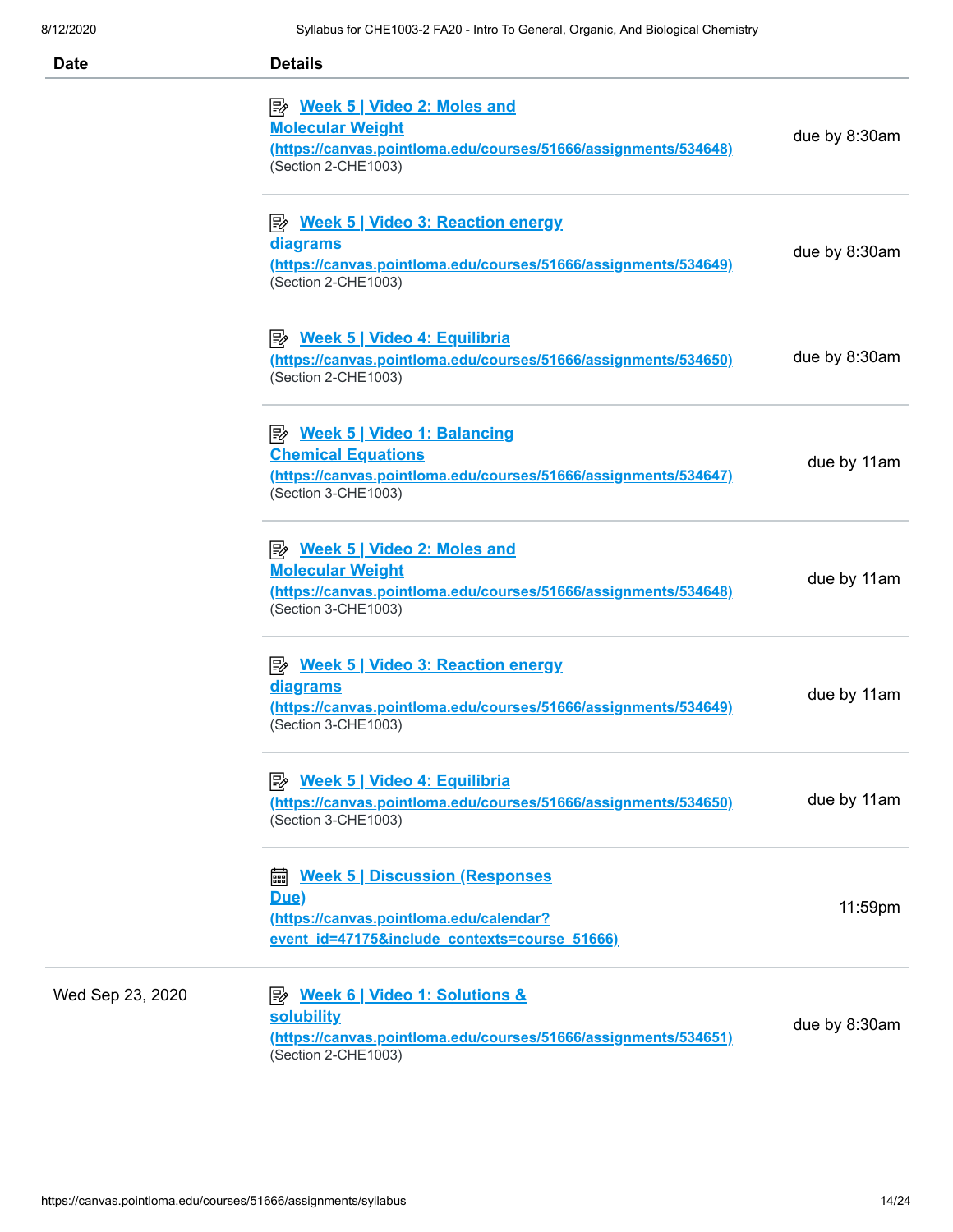| Date | Details | |
|---|---|---|
| | Week 5 \| Video 2: Moles and Molecular Weight (https://canvas.pointloma.edu/courses/51666/assignments/534648) (Section 2-CHE1003) | due by 8:30am |
| | Week 5 \| Video 3: Reaction energy diagrams (https://canvas.pointloma.edu/courses/51666/assignments/534649) (Section 2-CHE1003) | due by 8:30am |
| | Week 5 \| Video 4: Equilibria (https://canvas.pointloma.edu/courses/51666/assignments/534650) (Section 2-CHE1003) | due by 8:30am |
| | Week 5 \| Video 1: Balancing Chemical Equations (https://canvas.pointloma.edu/courses/51666/assignments/534647) (Section 3-CHE1003) | due by 11am |
| | Week 5 \| Video 2: Moles and Molecular Weight (https://canvas.pointloma.edu/courses/51666/assignments/534648) (Section 3-CHE1003) | due by 11am |
| | Week 5 \| Video 3: Reaction energy diagrams (https://canvas.pointloma.edu/courses/51666/assignments/534649) (Section 3-CHE1003) | due by 11am |
| | Week 5 \| Video 4: Equilibria (https://canvas.pointloma.edu/courses/51666/assignments/534650) (Section 3-CHE1003) | due by 11am |
| | Week 5 \| Discussion (Responses Due) (https://canvas.pointloma.edu/calendar?event_id=47175&include_contexts=course_51666) | 11:59pm |
| Wed Sep 23, 2020 | Week 6 \| Video 1: Solutions & solubility (https://canvas.pointloma.edu/courses/51666/assignments/534651) (Section 2-CHE1003) | due by 8:30am |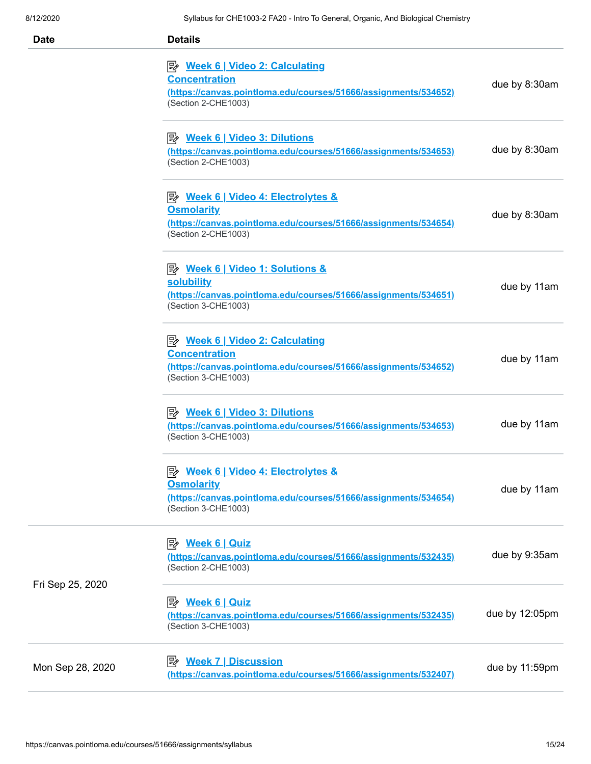| Date | Details | |
|---|---|---|
| | Week 6 \| Video 2: Calculating Concentration (https://canvas.pointloma.edu/courses/51666/assignments/534652) (Section 2-CHE1003) | due by 8:30am |
| | Week 6 \| Video 3: Dilutions (https://canvas.pointloma.edu/courses/51666/assignments/534653) (Section 2-CHE1003) | due by 8:30am |
| | Week 6 \| Video 4: Electrolytes & Osmolarity (https://canvas.pointloma.edu/courses/51666/assignments/534654) (Section 2-CHE1003) | due by 8:30am |
| | Week 6 \| Video 1: Solutions & solubility (https://canvas.pointloma.edu/courses/51666/assignments/534651) (Section 3-CHE1003) | due by 11am |
| | Week 6 \| Video 2: Calculating Concentration (https://canvas.pointloma.edu/courses/51666/assignments/534652) (Section 3-CHE1003) | due by 11am |
| | Week 6 \| Video 3: Dilutions (https://canvas.pointloma.edu/courses/51666/assignments/534653) (Section 3-CHE1003) | due by 11am |
| | Week 6 \| Video 4: Electrolytes & Osmolarity (https://canvas.pointloma.edu/courses/51666/assignments/534654) (Section 3-CHE1003) | due by 11am |
| Fri Sep 25, 2020 | Week 6 \| Quiz (https://canvas.pointloma.edu/courses/51666/assignments/532435) (Section 2-CHE1003) | due by 9:35am |
| | Week 6 \| Quiz (https://canvas.pointloma.edu/courses/51666/assignments/532435) (Section 3-CHE1003) | due by 12:05pm |
| Mon Sep 28, 2020 | Week 7 \| Discussion (https://canvas.pointloma.edu/courses/51666/assignments/532407) | due by 11:59pm |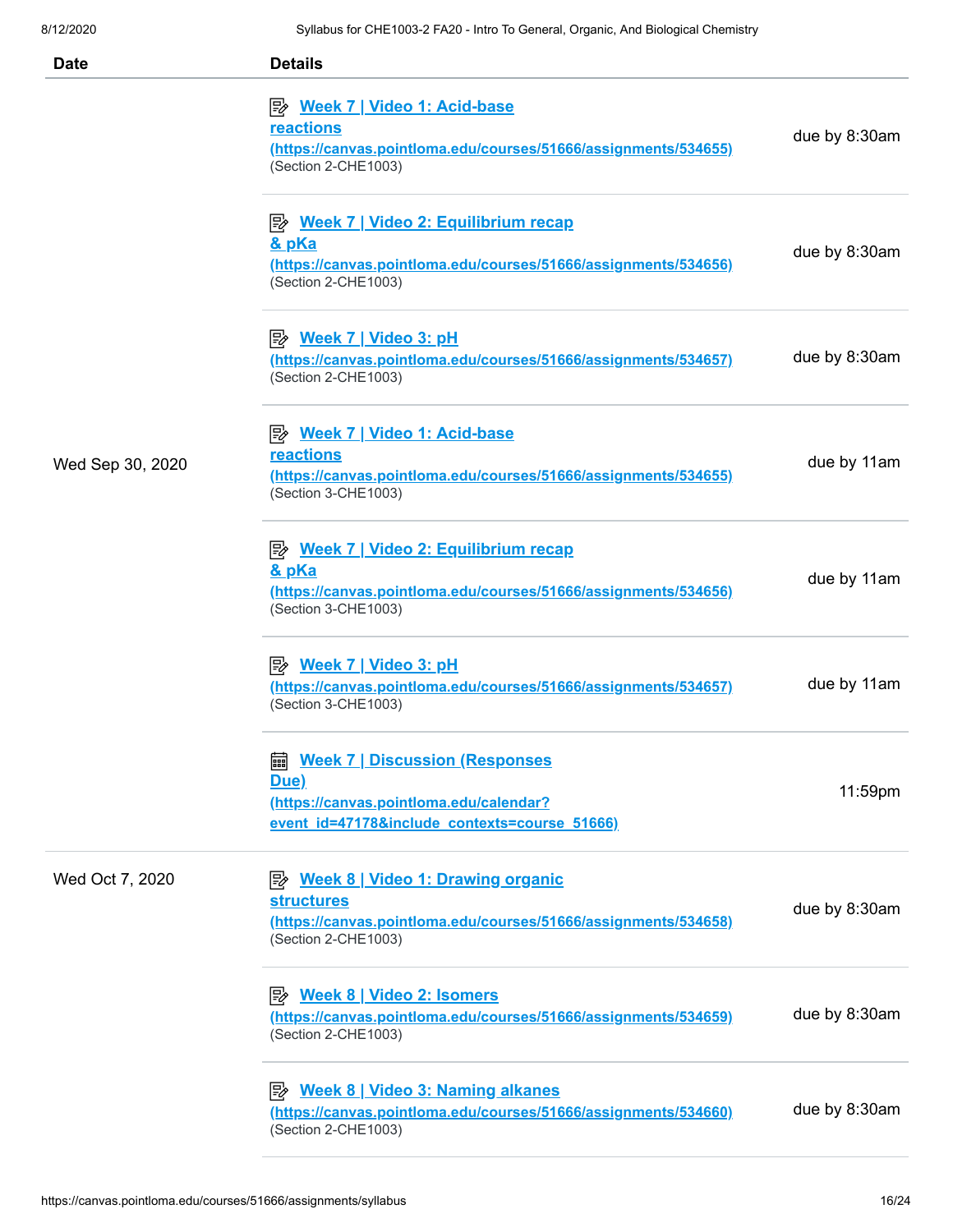| Date | Details | |
|---|---|---|
| | Week 7 \| Video 1: Acid-base reactions (https://canvas.pointloma.edu/courses/51666/assignments/534655) (Section 2-CHE1003) | due by 8:30am |
| | Week 7 \| Video 2: Equilibrium recap & pKa (https://canvas.pointloma.edu/courses/51666/assignments/534656) (Section 2-CHE1003) | due by 8:30am |
| | Week 7 \| Video 3: pH (https://canvas.pointloma.edu/courses/51666/assignments/534657) (Section 2-CHE1003) | due by 8:30am |
| Wed Sep 30, 2020 | Week 7 \| Video 1: Acid-base reactions (https://canvas.pointloma.edu/courses/51666/assignments/534655) (Section 3-CHE1003) | due by 11am |
| | Week 7 \| Video 2: Equilibrium recap & pKa (https://canvas.pointloma.edu/courses/51666/assignments/534656) (Section 3-CHE1003) | due by 11am |
| | Week 7 \| Video 3: pH (https://canvas.pointloma.edu/courses/51666/assignments/534657) (Section 3-CHE1003) | due by 11am |
| | Week 7 \| Discussion (Responses Due) (https://canvas.pointloma.edu/calendar?event_id=47178&include_contexts=course_51666) | 11:59pm |
| Wed Oct 7, 2020 | Week 8 \| Video 1: Drawing organic structures (https://canvas.pointloma.edu/courses/51666/assignments/534658) (Section 2-CHE1003) | due by 8:30am |
| | Week 8 \| Video 2: Isomers (https://canvas.pointloma.edu/courses/51666/assignments/534659) (Section 2-CHE1003) | due by 8:30am |
| | Week 8 \| Video 3: Naming alkanes (https://canvas.pointloma.edu/courses/51666/assignments/534660) (Section 2-CHE1003) | due by 8:30am |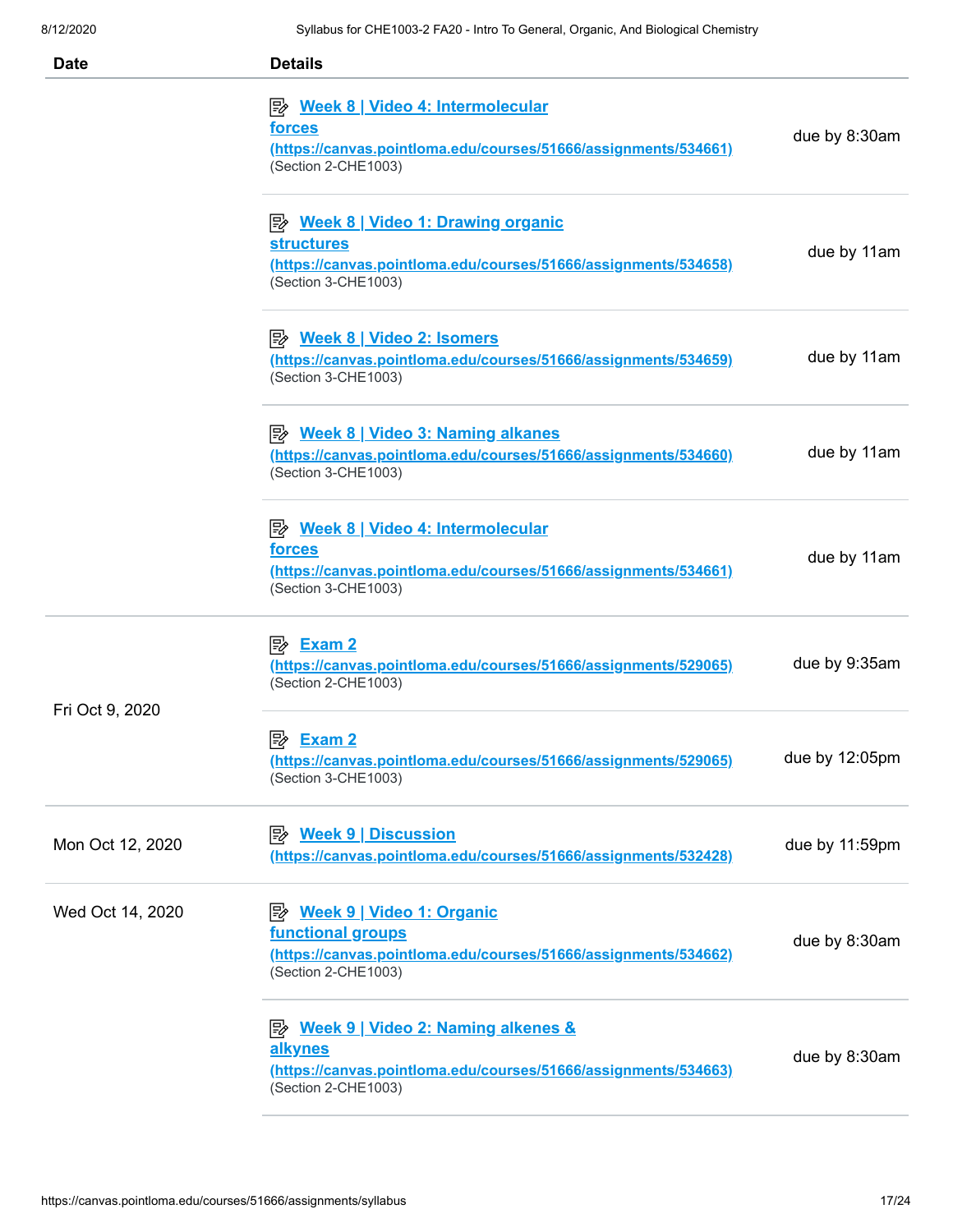| Date | Details | |
|---|---|---|
| | Week 8 \| Video 4: Intermolecular forces (https://canvas.pointloma.edu/courses/51666/assignments/534661) (Section 2-CHE1003) | due by 8:30am |
| | Week 8 \| Video 1: Drawing organic structures (https://canvas.pointloma.edu/courses/51666/assignments/534658) (Section 3-CHE1003) | due by 11am |
| | Week 8 \| Video 2: Isomers (https://canvas.pointloma.edu/courses/51666/assignments/534659) (Section 3-CHE1003) | due by 11am |
| | Week 8 \| Video 3: Naming alkanes (https://canvas.pointloma.edu/courses/51666/assignments/534660) (Section 3-CHE1003) | due by 11am |
| | Week 8 \| Video 4: Intermolecular forces (https://canvas.pointloma.edu/courses/51666/assignments/534661) (Section 3-CHE1003) | due by 11am |
| Fri Oct 9, 2020 | Exam 2 (https://canvas.pointloma.edu/courses/51666/assignments/529065) (Section 2-CHE1003) | due by 9:35am |
| | Exam 2 (https://canvas.pointloma.edu/courses/51666/assignments/529065) (Section 3-CHE1003) | due by 12:05pm |
| Mon Oct 12, 2020 | Week 9 \| Discussion (https://canvas.pointloma.edu/courses/51666/assignments/532428) | due by 11:59pm |
| Wed Oct 14, 2020 | Week 9 \| Video 1: Organic functional groups (https://canvas.pointloma.edu/courses/51666/assignments/534662) (Section 2-CHE1003) | due by 8:30am |
| | Week 9 \| Video 2: Naming alkenes & alkynes (https://canvas.pointloma.edu/courses/51666/assignments/534663) (Section 2-CHE1003) | due by 8:30am |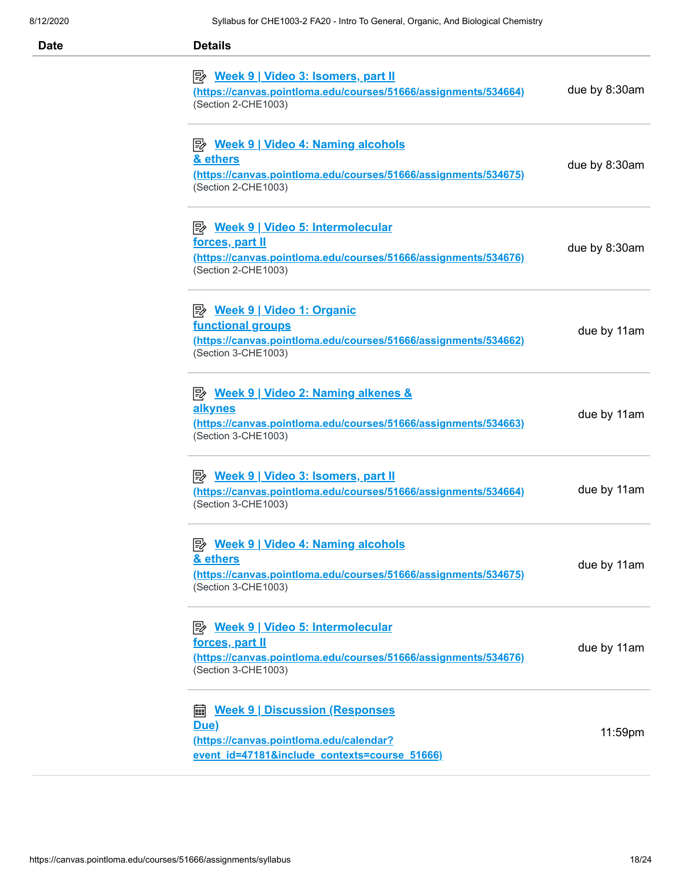| Date | Details | |
|---|---|---|
| | Week 9 \| Video 3: Isomers, part II (https://canvas.pointloma.edu/courses/51666/assignments/534664) (Section 2-CHE1003) | due by 8:30am |
| | Week 9 \| Video 4: Naming alcohols & ethers (https://canvas.pointloma.edu/courses/51666/assignments/534675) (Section 2-CHE1003) | due by 8:30am |
| | Week 9 \| Video 5: Intermolecular forces, part II (https://canvas.pointloma.edu/courses/51666/assignments/534676) (Section 2-CHE1003) | due by 8:30am |
| | Week 9 \| Video 1: Organic functional groups (https://canvas.pointloma.edu/courses/51666/assignments/534662) (Section 3-CHE1003) | due by 11am |
| | Week 9 \| Video 2: Naming alkenes & alkynes (https://canvas.pointloma.edu/courses/51666/assignments/534663) (Section 3-CHE1003) | due by 11am |
| | Week 9 \| Video 3: Isomers, part II (https://canvas.pointloma.edu/courses/51666/assignments/534664) (Section 3-CHE1003) | due by 11am |
| | Week 9 \| Video 4: Naming alcohols & ethers (https://canvas.pointloma.edu/courses/51666/assignments/534675) (Section 3-CHE1003) | due by 11am |
| | Week 9 \| Video 5: Intermolecular forces, part II (https://canvas.pointloma.edu/courses/51666/assignments/534676) (Section 3-CHE1003) | due by 11am |
| | Week 9 \| Discussion (Responses Due) (https://canvas.pointloma.edu/calendar?event_id=47181&include_contexts=course_51666) | 11:59pm |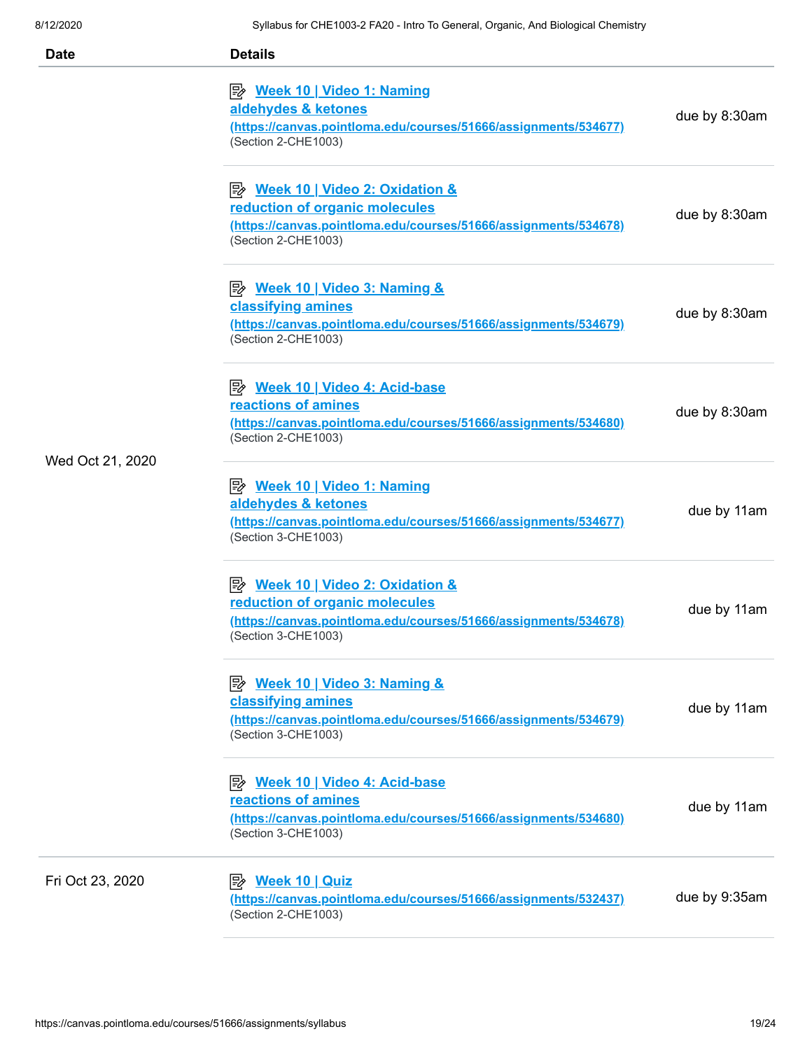| Date | Details | |
|---|---|---|
| Wed Oct 21, 2020 | Week 10 \| Video 1: Naming aldehydes & ketones (https://canvas.pointloma.edu/courses/51666/assignments/534677) (Section 2-CHE1003) | due by 8:30am |
| | Week 10 \| Video 2: Oxidation & reduction of organic molecules (https://canvas.pointloma.edu/courses/51666/assignments/534678) (Section 2-CHE1003) | due by 8:30am |
| | Week 10 \| Video 3: Naming & classifying amines (https://canvas.pointloma.edu/courses/51666/assignments/534679) (Section 2-CHE1003) | due by 8:30am |
| | Week 10 \| Video 4: Acid-base reactions of amines (https://canvas.pointloma.edu/courses/51666/assignments/534680) (Section 2-CHE1003) | due by 8:30am |
| | Week 10 \| Video 1: Naming aldehydes & ketones (https://canvas.pointloma.edu/courses/51666/assignments/534677) (Section 3-CHE1003) | due by 11am |
| | Week 10 \| Video 2: Oxidation & reduction of organic molecules (https://canvas.pointloma.edu/courses/51666/assignments/534678) (Section 3-CHE1003) | due by 11am |
| | Week 10 \| Video 3: Naming & classifying amines (https://canvas.pointloma.edu/courses/51666/assignments/534679) (Section 3-CHE1003) | due by 11am |
| | Week 10 \| Video 4: Acid-base reactions of amines (https://canvas.pointloma.edu/courses/51666/assignments/534680) (Section 3-CHE1003) | due by 11am |
| Fri Oct 23, 2020 | Week 10 \| Quiz (https://canvas.pointloma.edu/courses/51666/assignments/532437) (Section 2-CHE1003) | due by 9:35am |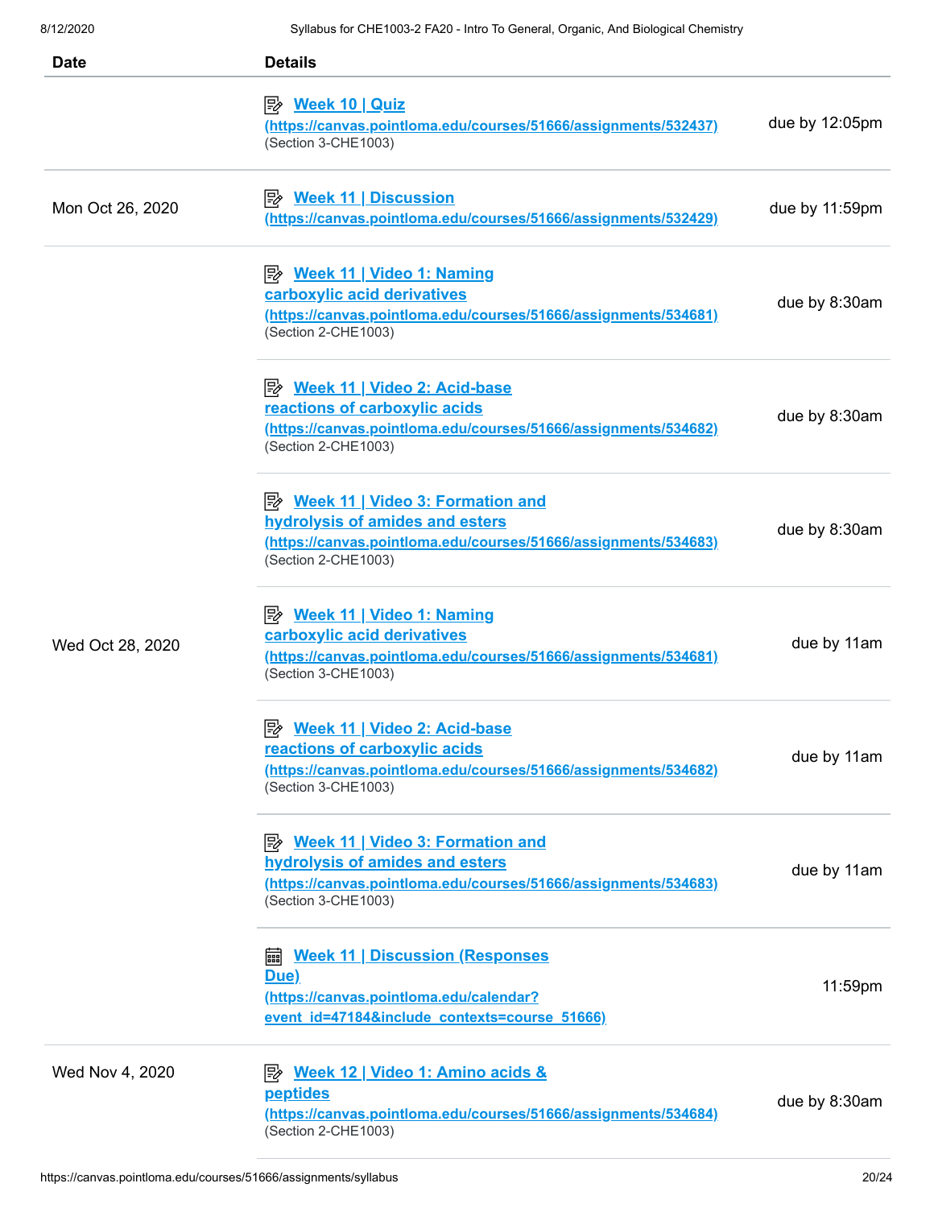| Date | Details | |
|---|---|---|
| | Week 10 \| Quiz (https://canvas.pointloma.edu/courses/51666/assignments/532437) (Section 3-CHE1003) | due by 12:05pm |
| Mon Oct 26, 2020 | Week 11 \| Discussion (https://canvas.pointloma.edu/courses/51666/assignments/532429) | due by 11:59pm |
| Wed Oct 28, 2020 | Week 11 \| Video 1: Naming carboxylic acid derivatives (https://canvas.pointloma.edu/courses/51666/assignments/534681) (Section 2-CHE1003) | due by 8:30am |
| | Week 11 \| Video 2: Acid-base reactions of carboxylic acids (https://canvas.pointloma.edu/courses/51666/assignments/534682) (Section 2-CHE1003) | due by 8:30am |
| | Week 11 \| Video 3: Formation and hydrolysis of amides and esters (https://canvas.pointloma.edu/courses/51666/assignments/534683) (Section 2-CHE1003) | due by 8:30am |
| | Week 11 \| Video 1: Naming carboxylic acid derivatives (https://canvas.pointloma.edu/courses/51666/assignments/534681) (Section 3-CHE1003) | due by 11am |
| | Week 11 \| Video 2: Acid-base reactions of carboxylic acids (https://canvas.pointloma.edu/courses/51666/assignments/534682) (Section 3-CHE1003) | due by 11am |
| | Week 11 \| Video 3: Formation and hydrolysis of amides and esters (https://canvas.pointloma.edu/courses/51666/assignments/534683) (Section 3-CHE1003) | due by 11am |
| | Week 11 \| Discussion (Responses Due) (https://canvas.pointloma.edu/calendar?event_id=47184&include_contexts=course_51666) | 11:59pm |
| Wed Nov 4, 2020 | Week 12 \| Video 1: Amino acids & peptides (https://canvas.pointloma.edu/courses/51666/assignments/534684) (Section 2-CHE1003) | due by 8:30am |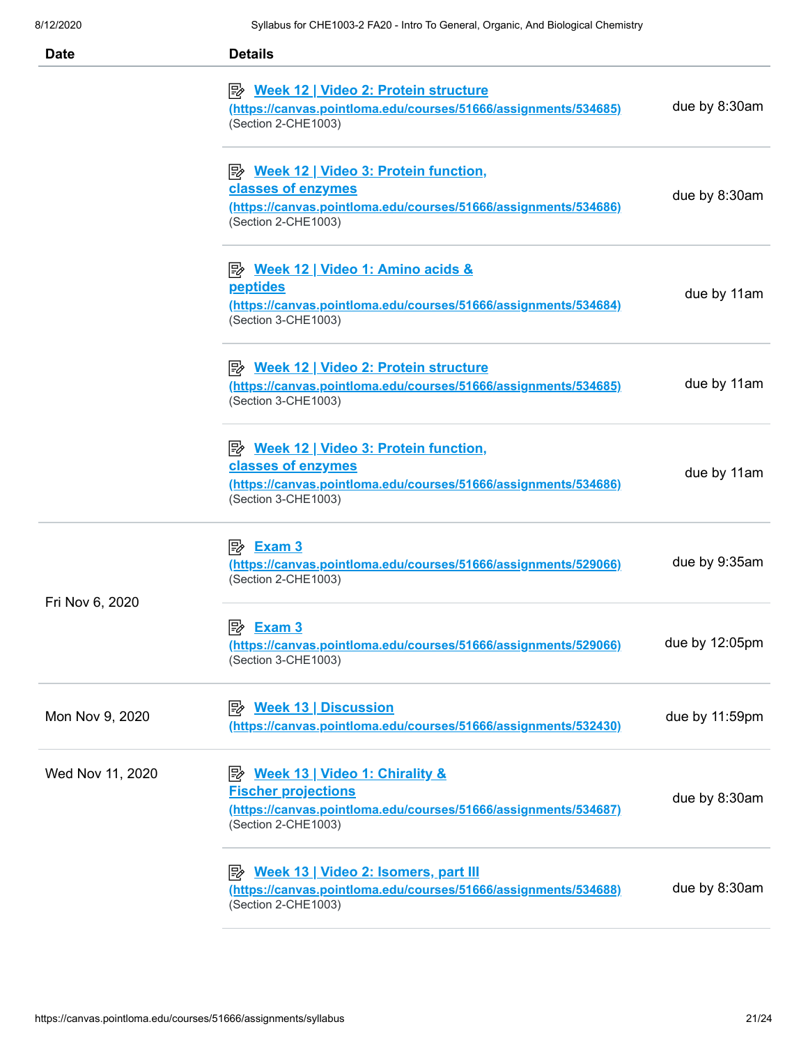| Date | Details | |
|---|---|---|
| | Week 12 \| Video 2: Protein structure (https://canvas.pointloma.edu/courses/51666/assignments/534685) (Section 2-CHE1003) | due by 8:30am |
| | Week 12 \| Video 3: Protein function, classes of enzymes (https://canvas.pointloma.edu/courses/51666/assignments/534686) (Section 2-CHE1003) | due by 8:30am |
| | Week 12 \| Video 1: Amino acids & peptides (https://canvas.pointloma.edu/courses/51666/assignments/534684) (Section 3-CHE1003) | due by 11am |
| | Week 12 \| Video 2: Protein structure (https://canvas.pointloma.edu/courses/51666/assignments/534685) (Section 3-CHE1003) | due by 11am |
| | Week 12 \| Video 3: Protein function, classes of enzymes (https://canvas.pointloma.edu/courses/51666/assignments/534686) (Section 3-CHE1003) | due by 11am |
| Fri Nov 6, 2020 | Exam 3 (https://canvas.pointloma.edu/courses/51666/assignments/529066) (Section 2-CHE1003) | due by 9:35am |
| | Exam 3 (https://canvas.pointloma.edu/courses/51666/assignments/529066) (Section 3-CHE1003) | due by 12:05pm |
| Mon Nov 9, 2020 | Week 13 \| Discussion (https://canvas.pointloma.edu/courses/51666/assignments/532430) | due by 11:59pm |
| Wed Nov 11, 2020 | Week 13 \| Video 1: Chirality & Fischer projections (https://canvas.pointloma.edu/courses/51666/assignments/534687) (Section 2-CHE1003) | due by 8:30am |
| | Week 13 \| Video 2: Isomers, part III (https://canvas.pointloma.edu/courses/51666/assignments/534688) (Section 2-CHE1003) | due by 8:30am |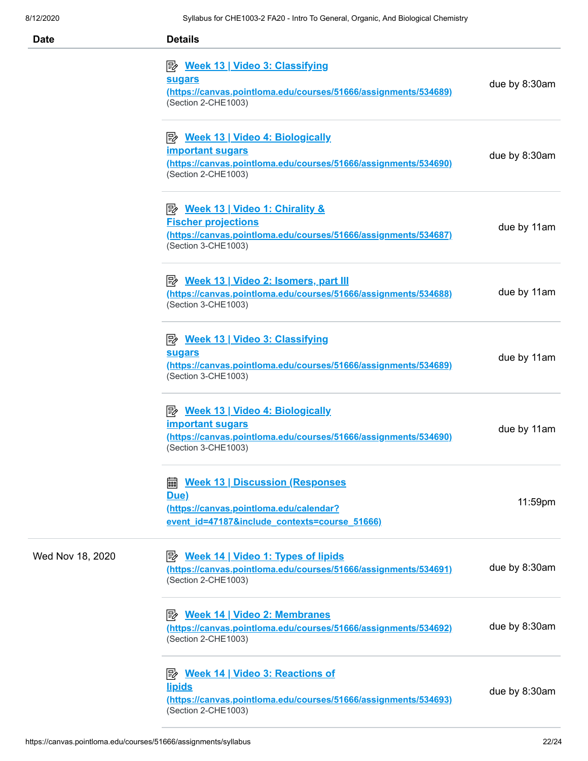| Date | Details | |
|---|---|---|
| | Week 13 \| Video 3: Classifying sugars (https://canvas.pointloma.edu/courses/51666/assignments/534689) (Section 2-CHE1003) | due by 8:30am |
| | Week 13 \| Video 4: Biologically important sugars (https://canvas.pointloma.edu/courses/51666/assignments/534690) (Section 2-CHE1003) | due by 8:30am |
| | Week 13 \| Video 1: Chirality & Fischer projections (https://canvas.pointloma.edu/courses/51666/assignments/534687) (Section 3-CHE1003) | due by 11am |
| | Week 13 \| Video 2: Isomers, part III (https://canvas.pointloma.edu/courses/51666/assignments/534688) (Section 3-CHE1003) | due by 11am |
| | Week 13 \| Video 3: Classifying sugars (https://canvas.pointloma.edu/courses/51666/assignments/534689) (Section 3-CHE1003) | due by 11am |
| | Week 13 \| Video 4: Biologically important sugars (https://canvas.pointloma.edu/courses/51666/assignments/534690) (Section 3-CHE1003) | due by 11am |
| | Week 13 \| Discussion (Responses Due) (https://canvas.pointloma.edu/calendar?event_id=47187&include_contexts=course_51666) | 11:59pm |
| Wed Nov 18, 2020 | Week 14 \| Video 1: Types of lipids (https://canvas.pointloma.edu/courses/51666/assignments/534691) (Section 2-CHE1003) | due by 8:30am |
| | Week 14 \| Video 2: Membranes (https://canvas.pointloma.edu/courses/51666/assignments/534692) (Section 2-CHE1003) | due by 8:30am |
| | Week 14 \| Video 3: Reactions of lipids (https://canvas.pointloma.edu/courses/51666/assignments/534693) (Section 2-CHE1003) | due by 8:30am |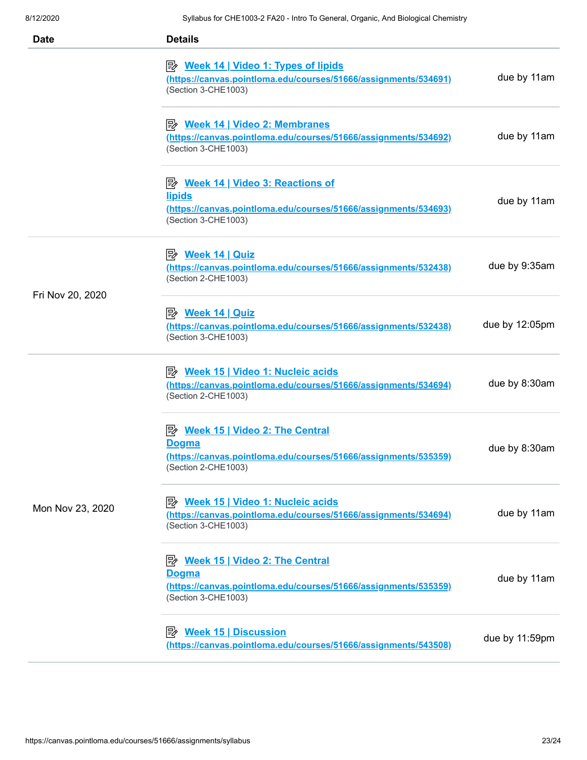| Date | Details | |
|---|---|---|
| | Week 14 \| Video 1: Types of lipids (https://canvas.pointloma.edu/courses/51666/assignments/534691) (Section 3-CHE1003) | due by 11am |
| | Week 14 \| Video 2: Membranes (https://canvas.pointloma.edu/courses/51666/assignments/534692) (Section 3-CHE1003) | due by 11am |
| | Week 14 \| Video 3: Reactions of lipids (https://canvas.pointloma.edu/courses/51666/assignments/534693) (Section 3-CHE1003) | due by 11am |
| Fri Nov 20, 2020 | Week 14 \| Quiz (https://canvas.pointloma.edu/courses/51666/assignments/532438) (Section 2-CHE1003) | due by 9:35am |
| | Week 14 \| Quiz (https://canvas.pointloma.edu/courses/51666/assignments/532438) (Section 3-CHE1003) | due by 12:05pm |
| Mon Nov 23, 2020 | Week 15 \| Video 1: Nucleic acids (https://canvas.pointloma.edu/courses/51666/assignments/534694) (Section 2-CHE1003) | due by 8:30am |
| | Week 15 \| Video 2: The Central Dogma (https://canvas.pointloma.edu/courses/51666/assignments/535359) (Section 2-CHE1003) | due by 8:30am |
| | Week 15 \| Video 1: Nucleic acids (https://canvas.pointloma.edu/courses/51666/assignments/534694) (Section 3-CHE1003) | due by 11am |
| | Week 15 \| Video 2: The Central Dogma (https://canvas.pointloma.edu/courses/51666/assignments/535359) (Section 3-CHE1003) | due by 11am |
| | Week 15 \| Discussion (https://canvas.pointloma.edu/courses/51666/assignments/543508) | due by 11:59pm |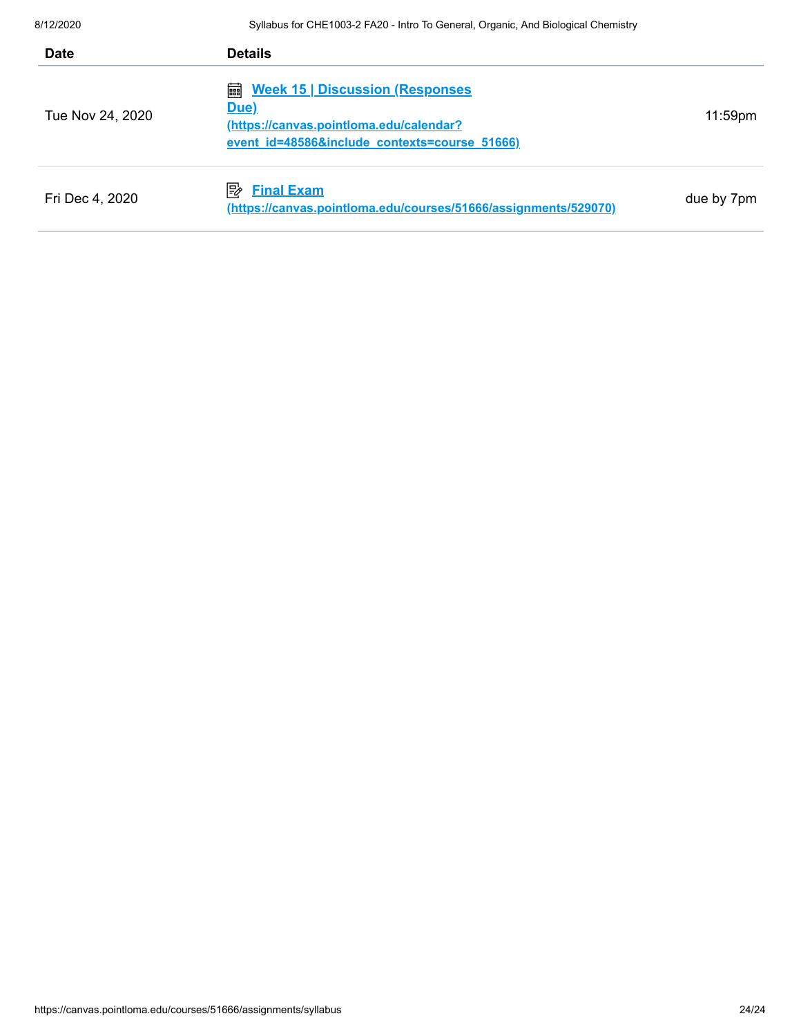| Date | Details | |
|---|---|---|
| Tue Nov 24, 2020 | Week 15 \| Discussion (Responses Due) (https://canvas.pointloma.edu/calendar?event_id=48586&include_contexts=course_51666) | 11:59pm |
| Fri Dec 4, 2020 | Final Exam (https://canvas.pointloma.edu/courses/51666/assignments/529070) | due by 7pm |